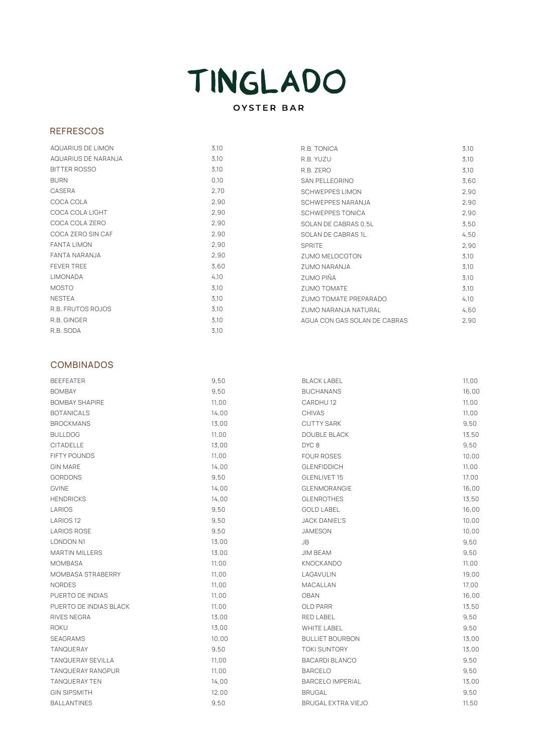# TINGLADO

OYSTER BAR

## REFRESCOS

| | |
|---|---|
| AQUARIUS DE LIMON | 3,10 |
| AQUARIUS DE NARANJA | 3,10 |
| BITTER ROSSO | 3,10 |
| BURN | 0,10 |
| CASERA | 2,70 |
| COCA COLA | 2,90 |
| COCA COLA LIGHT | 2,90 |
| COCA COLA ZERO | 2,90 |
| COCA ZERO SIN CAF | 2,90 |
| FANTA LIMON | 2,90 |
| FANTA NARANJA | 2,90 |
| FEVER TREE | 3,60 |
| LIMONADA | 4,10 |
| MOSTO | 3,10 |
| NESTEA | 3,10 |
| R.B. FRUTOS ROJOS | 3,10 |
| R.B. GINGER | 3,10 |
| R.B. SODA | 3,10 |
| R.B. TONICA | 3,10 |
| R.B. YUZU | 3,10 |
| R.B. ZERO | 3,10 |
| SAN PELLEGRINO | 3,60 |
| SCHWEPPES LIMON | 2,90 |
| SCHWEPPES NARANJA | 2,90 |
| SCHWEPPES TONICA | 2,90 |
| SOLAN DE CABRAS 0,5L | 3,50 |
| SOLAN DE CABRAS 1L | 4,50 |
| SPRITE | 2,90 |
| ZUMO MELOCOTON | 3,10 |
| ZUMO NARANJA | 3,10 |
| ZUMO PIÑA | 3,10 |
| ZUMO TOMATE | 3,10 |
| ZUMO TOMATE PREPARADO | 4,10 |
| ZUMO NARANJA NATURAL | 4,60 |
| AGUA CON GAS SOLAN DE CABRAS | 2,90 |

## COMBINADOS

| | |
|---|---|
| BEEFEATER | 9,50 |
| BOMBAY | 9,50 |
| BOMBAY SHAPIRE | 11,00 |
| BOTANICALS | 14,00 |
| BROCKMANS | 13,00 |
| BULLDOG | 11,00 |
| CITADELLE | 13,00 |
| FIFTY POUNDS | 11,00 |
| GIN MARE | 14,00 |
| GORDONS | 9,50 |
| GVINE | 14,00 |
| HENDRICKS | 14,00 |
| LARIOS | 9,50 |
| LARIOS 12 | 9,50 |
| LARIOS ROSE | 9,50 |
| LONDON N1 | 13,00 |
| MARTIN MILLERS | 13,00 |
| MOMBASA | 11,00 |
| MOMBASA STRABERRY | 11,00 |
| NORDES | 11,00 |
| PUERTO DE INDIAS | 11,00 |
| PUERTO DE INDIAS BLACK | 11,00 |
| RIVES NEGRA | 13,00 |
| ROKU | 13,00 |
| SEAGRAMS | 10,00 |
| TANQUERAY | 9,50 |
| TANQUERAY SEVILLA | 11,00 |
| TANQUERAY RANGPUR | 11,00 |
| TANQUERAY TEN | 14,00 |
| GIN SIPSMITH | 12,00 |
| BALLANTINES | 9,50 |
| BLACK LABEL | 11,00 |
| BUCHANANS | 16,00 |
| CARDHU 12 | 11,00 |
| CHIVAS | 11,00 |
| CUTTY SARK | 9,50 |
| DOUBLE BLACK | 13,50 |
| DYC 8 | 9,50 |
| FOUR ROSES | 10,00 |
| GLENFIDDICH | 11,00 |
| GLENLIVET 15 | 17,00 |
| GLENMORANGIE | 16,00 |
| GLENROTHES | 13,50 |
| GOLD LABEL | 16,00 |
| JACK DANIEL'S | 10,00 |
| JAMESON | 10,00 |
| JB | 9,50 |
| JIM BEAM | 9,50 |
| KNOCKANDO | 11,00 |
| LAGAVULIN | 19,00 |
| MACALLAN | 17,00 |
| OBAN | 16,00 |
| OLD PARR | 13,50 |
| RED LABEL | 9,50 |
| WHITE LABEL | 9,50 |
| BULLIET BOURBON | 13,00 |
| TOKI SUNTORY | 13,00 |
| BACARDI BLANCO | 9,50 |
| BARCELO | 9,50 |
| BARCELO IMPERIAL | 13,00 |
| BRUGAL | 9,50 |
| BRUGAL EXTRA VIEJO | 11,50 |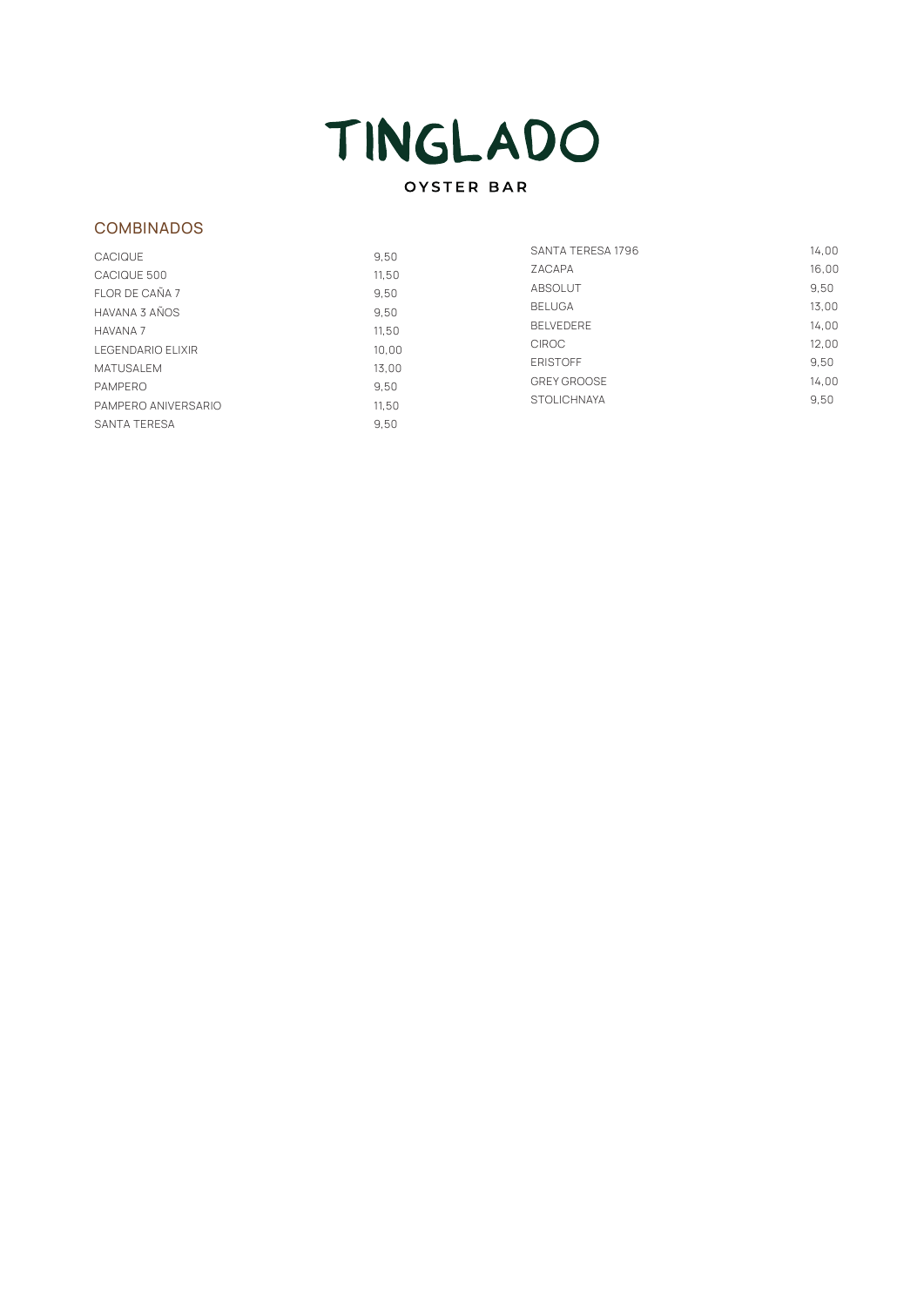# TINGLADO

OYSTER BAR

## COMBINADOS

| | |
|---|---|
| CACIQUE | 9,50 |
| CACIQUE 500 | 11,50 |
| FLOR DE CAÑA 7 | 9,50 |
| HAVANA 3 AÑOS | 9,50 |
| HAVANA 7 | 11,50 |
| LEGENDARIO ELIXIR | 10,00 |
| MATUSALEM | 13,00 |
| PAMPERO | 9,50 |
| PAMPERO ANIVERSARIO | 11,50 |
| SANTA TERESA | 9,50 |
| SANTA TERESA 1796 | 14,00 |
| ZACAPA | 16,00 |
| ABSOLUT | 9,50 |
| BELUGA | 13,00 |
| BELVEDERE | 14,00 |
| CIROC | 12,00 |
| ERISTOFF | 9,50 |
| GREY GROOSE | 14,00 |
| STOLICHNAYA | 9,50 |